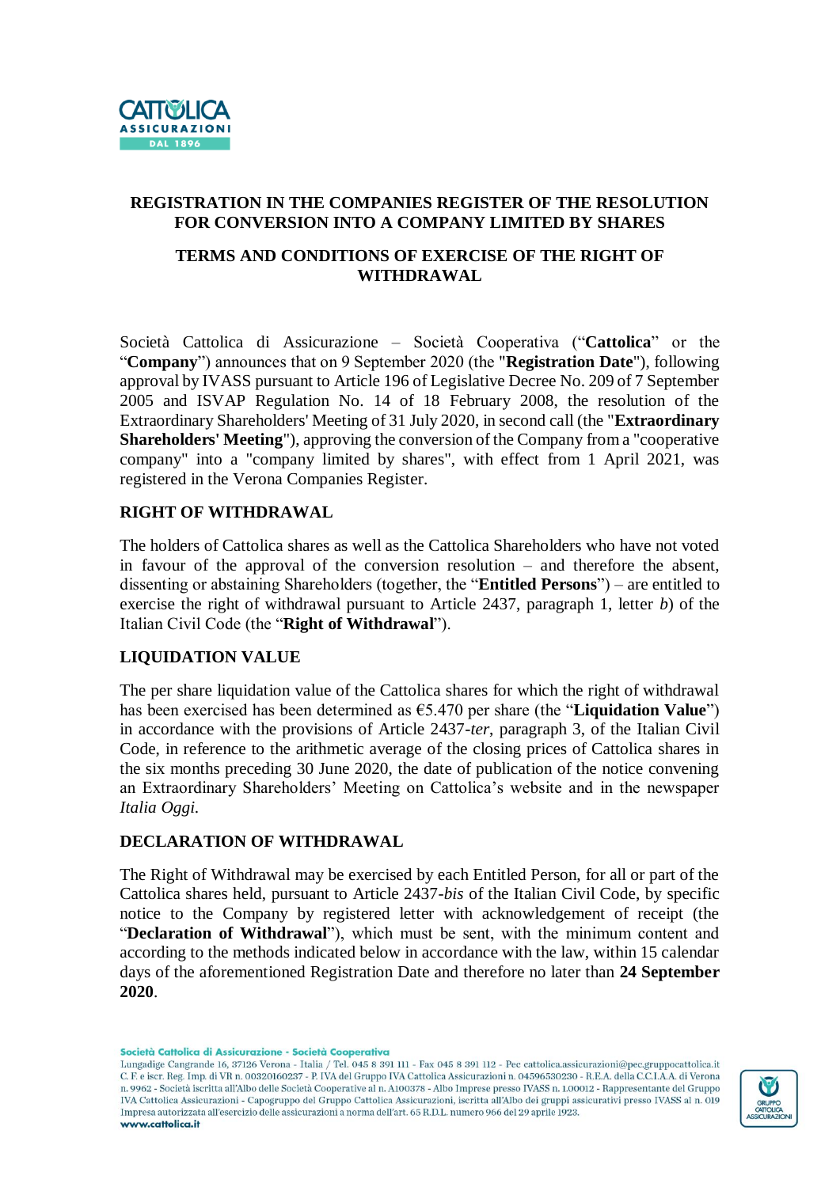# REGISTRATION IN THE COMPANIES REGISTER OF THE RESOLUTION FOR CONVERSION INTO A COMPANY LIMITED BY SHARES

## TERMS AND CONDITIONS OF EXERCISE OF THE RIGHT OF WITHDRAWAL

Società Cattolica di Assicurazione – Società Cooperativa ("**Cattolica**" or the "**Company**") announces that on 9 September 2020 (the "**Registration Date**"), following approval by IVASS pursuant to Article 196 of Legislative Decree No. 209 of 7 September 2005 and ISVAP Regulation No. 14 of 18 February 2008, the resolution of the Extraordinary Shareholders' Meeting of 31 July 2020, in second call (the "**Extraordinary Shareholders' Meeting**"), approving the conversion of the Company from a "cooperative company" into a "company limited by shares", with effect from 1 April 2021, was registered in the Verona Companies Register.

## RIGHT OF WITHDRAWAL

The holders of Cattolica shares as well as the Cattolica Shareholders who have not voted in favour of the approval of the conversion resolution – and therefore the absent, dissenting or abstaining Shareholders (together, the "**Entitled Persons**") – are entitled to exercise the right of withdrawal pursuant to Article 2437, paragraph 1, letter *b*) of the Italian Civil Code (the "**Right of Withdrawal**").

## LIQUIDATION VALUE

The per share liquidation value of the Cattolica shares for which the right of withdrawal has been exercised has been determined as €5.470 per share (the "**Liquidation Value**") in accordance with the provisions of Article 2437-*ter*, paragraph 3, of the Italian Civil Code, in reference to the arithmetic average of the closing prices of Cattolica shares in the six months preceding 30 June 2020, the date of publication of the notice convening an Extraordinary Shareholders' Meeting on Cattolica's website and in the newspaper *Italia Oggi.*

## DECLARATION OF WITHDRAWAL

The Right of Withdrawal may be exercised by each Entitled Person, for all or part of the Cattolica shares held, pursuant to Article 2437-*bis* of the Italian Civil Code, by specific notice to the Company by registered letter with acknowledgement of receipt (the "**Declaration of Withdrawal**"), which must be sent, with the minimum content and according to the methods indicated below in accordance with the law, within 15 calendar days of the aforementioned Registration Date and therefore no later than **24 September 2020**.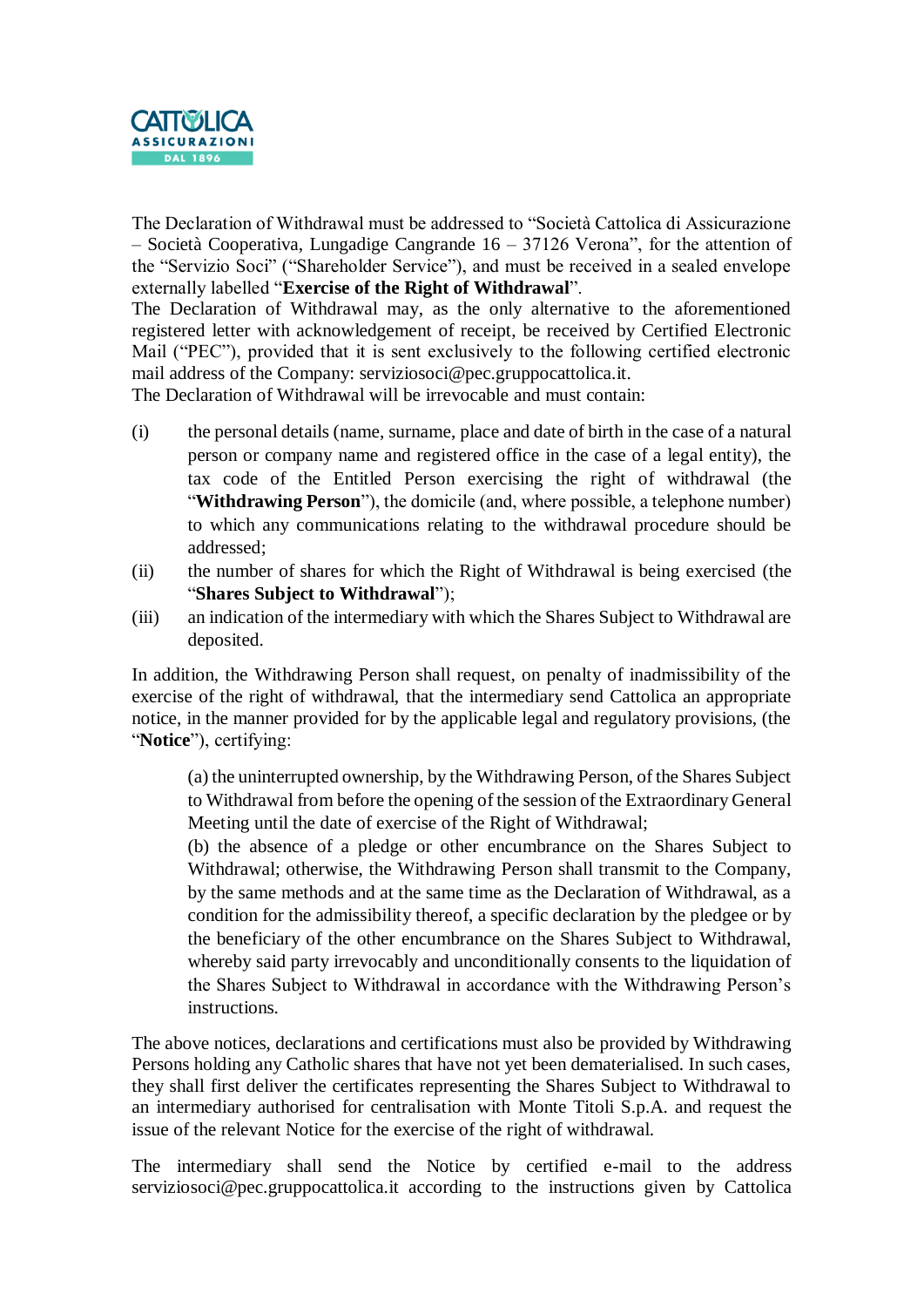The Declaration of Withdrawal must be addressed to "Società Cattolica di Assicurazione – Società Cooperativa, Lungadige Cangrande 16 – 37126 Verona", for the attention of the "Servizio Soci" ("Shareholder Service"), and must be received in a sealed envelope externally labelled "**Exercise of the Right of Withdrawal**".

The Declaration of Withdrawal may, as the only alternative to the aforementioned registered letter with acknowledgement of receipt, be received by Certified Electronic Mail ("PEC"), provided that it is sent exclusively to the following certified electronic mail address of the Company: serviziosoci@pec.gruppocattolica.it.

The Declaration of Withdrawal will be irrevocable and must contain:

(i) the personal details (name, surname, place and date of birth in the case of a natural person or company name and registered office in the case of a legal entity), the tax code of the Entitled Person exercising the right of withdrawal (the "**Withdrawing Person**"), the domicile (and, where possible, a telephone number) to which any communications relating to the withdrawal procedure should be addressed;

(ii) the number of shares for which the Right of Withdrawal is being exercised (the "**Shares Subject to Withdrawal**");

(iii) an indication of the intermediary with which the Shares Subject to Withdrawal are deposited.

In addition, the Withdrawing Person shall request, on penalty of inadmissibility of the exercise of the right of withdrawal, that the intermediary send Cattolica an appropriate notice, in the manner provided for by the applicable legal and regulatory provisions, (the "**Notice**"), certifying:

> (a) the uninterrupted ownership, by the Withdrawing Person, of the Shares Subject to Withdrawal from before the opening of the session of the Extraordinary General Meeting until the date of exercise of the Right of Withdrawal;
>
> (b) the absence of a pledge or other encumbrance on the Shares Subject to Withdrawal; otherwise, the Withdrawing Person shall transmit to the Company, by the same methods and at the same time as the Declaration of Withdrawal, as a condition for the admissibility thereof, a specific declaration by the pledgee or by the beneficiary of the other encumbrance on the Shares Subject to Withdrawal, whereby said party irrevocably and unconditionally consents to the liquidation of the Shares Subject to Withdrawal in accordance with the Withdrawing Person's instructions.

The above notices, declarations and certifications must also be provided by Withdrawing Persons holding any Catholic shares that have not yet been dematerialised. In such cases, they shall first deliver the certificates representing the Shares Subject to Withdrawal to an intermediary authorised for centralisation with Monte Titoli S.p.A. and request the issue of the relevant Notice for the exercise of the right of withdrawal.

The intermediary shall send the Notice by certified e-mail to the address serviziosoci@pec.gruppocattolica.it according to the instructions given by Cattolica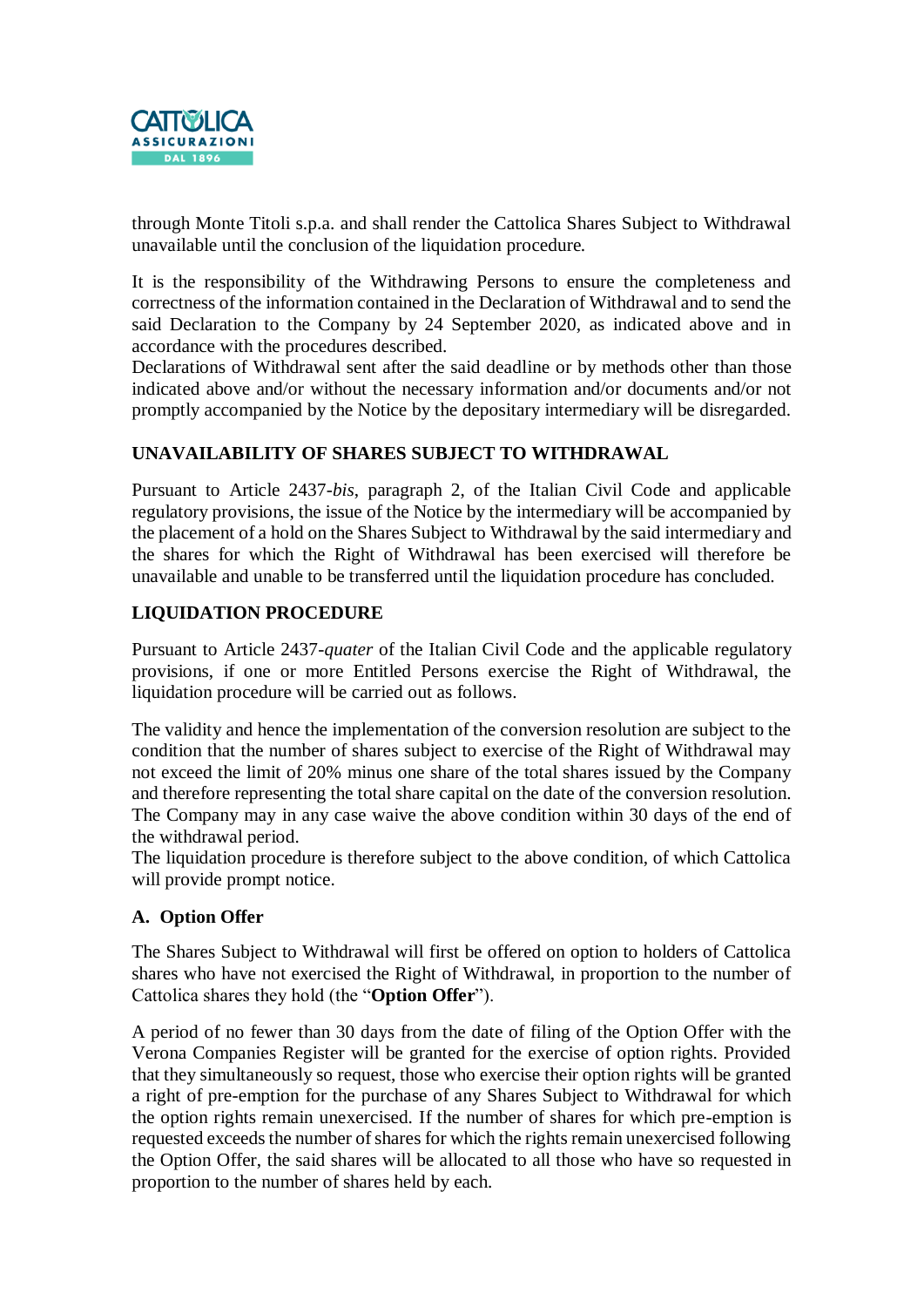through Monte Titoli s.p.a. and shall render the Cattolica Shares Subject to Withdrawal unavailable until the conclusion of the liquidation procedure.

It is the responsibility of the Withdrawing Persons to ensure the completeness and correctness of the information contained in the Declaration of Withdrawal and to send the said Declaration to the Company by 24 September 2020, as indicated above and in accordance with the procedures described.
Declarations of Withdrawal sent after the said deadline or by methods other than those indicated above and/or without the necessary information and/or documents and/or not promptly accompanied by the Notice by the depositary intermediary will be disregarded.

## UNAVAILABILITY OF SHARES SUBJECT TO WITHDRAWAL

Pursuant to Article 2437-*bis*, paragraph 2, of the Italian Civil Code and applicable regulatory provisions, the issue of the Notice by the intermediary will be accompanied by the placement of a hold on the Shares Subject to Withdrawal by the said intermediary and the shares for which the Right of Withdrawal has been exercised will therefore be unavailable and unable to be transferred until the liquidation procedure has concluded.

## LIQUIDATION PROCEDURE

Pursuant to Article 2437-*quater* of the Italian Civil Code and the applicable regulatory provisions, if one or more Entitled Persons exercise the Right of Withdrawal, the liquidation procedure will be carried out as follows.

The validity and hence the implementation of the conversion resolution are subject to the condition that the number of shares subject to exercise of the Right of Withdrawal may not exceed the limit of 20% minus one share of the total shares issued by the Company and therefore representing the total share capital on the date of the conversion resolution. The Company may in any case waive the above condition within 30 days of the end of the withdrawal period.
The liquidation procedure is therefore subject to the above condition, of which Cattolica will provide prompt notice.

### A. Option Offer

The Shares Subject to Withdrawal will first be offered on option to holders of Cattolica shares who have not exercised the Right of Withdrawal, in proportion to the number of Cattolica shares they hold (the "**Option Offer**").

A period of no fewer than 30 days from the date of filing of the Option Offer with the Verona Companies Register will be granted for the exercise of option rights. Provided that they simultaneously so request, those who exercise their option rights will be granted a right of pre-emption for the purchase of any Shares Subject to Withdrawal for which the option rights remain unexercised. If the number of shares for which pre-emption is requested exceeds the number of shares for which the rights remain unexercised following the Option Offer, the said shares will be allocated to all those who have so requested in proportion to the number of shares held by each.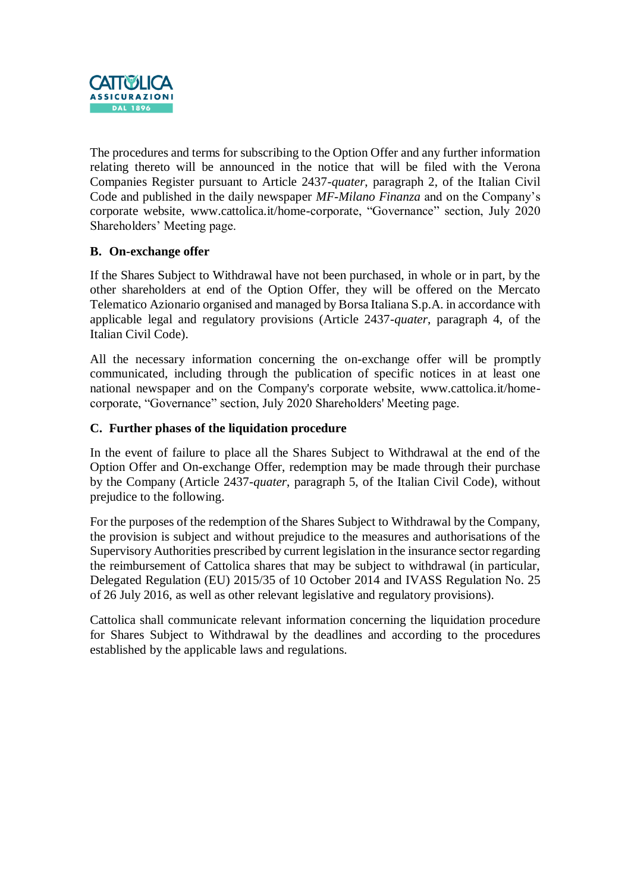The procedures and terms for subscribing to the Option Offer and any further information relating thereto will be announced in the notice that will be filed with the Verona Companies Register pursuant to Article 2437-*quater*, paragraph 2, of the Italian Civil Code and published in the daily newspaper *MF-Milano Finanza* and on the Company's corporate website, www.cattolica.it/home-corporate, "Governance" section, July 2020 Shareholders' Meeting page.

### B. On-exchange offer

If the Shares Subject to Withdrawal have not been purchased, in whole or in part, by the other shareholders at end of the Option Offer, they will be offered on the Mercato Telematico Azionario organised and managed by Borsa Italiana S.p.A. in accordance with applicable legal and regulatory provisions (Article 2437-*quater*, paragraph 4, of the Italian Civil Code).

All the necessary information concerning the on-exchange offer will be promptly communicated, including through the publication of specific notices in at least one national newspaper and on the Company's corporate website, www.cattolica.it/home-corporate, "Governance" section, July 2020 Shareholders' Meeting page.

### C. Further phases of the liquidation procedure

In the event of failure to place all the Shares Subject to Withdrawal at the end of the Option Offer and On-exchange Offer, redemption may be made through their purchase by the Company (Article 2437-*quater*, paragraph 5, of the Italian Civil Code), without prejudice to the following.

For the purposes of the redemption of the Shares Subject to Withdrawal by the Company, the provision is subject and without prejudice to the measures and authorisations of the Supervisory Authorities prescribed by current legislation in the insurance sector regarding the reimbursement of Cattolica shares that may be subject to withdrawal (in particular, Delegated Regulation (EU) 2015/35 of 10 October 2014 and IVASS Regulation No. 25 of 26 July 2016, as well as other relevant legislative and regulatory provisions).

Cattolica shall communicate relevant information concerning the liquidation procedure for Shares Subject to Withdrawal by the deadlines and according to the procedures established by the applicable laws and regulations.